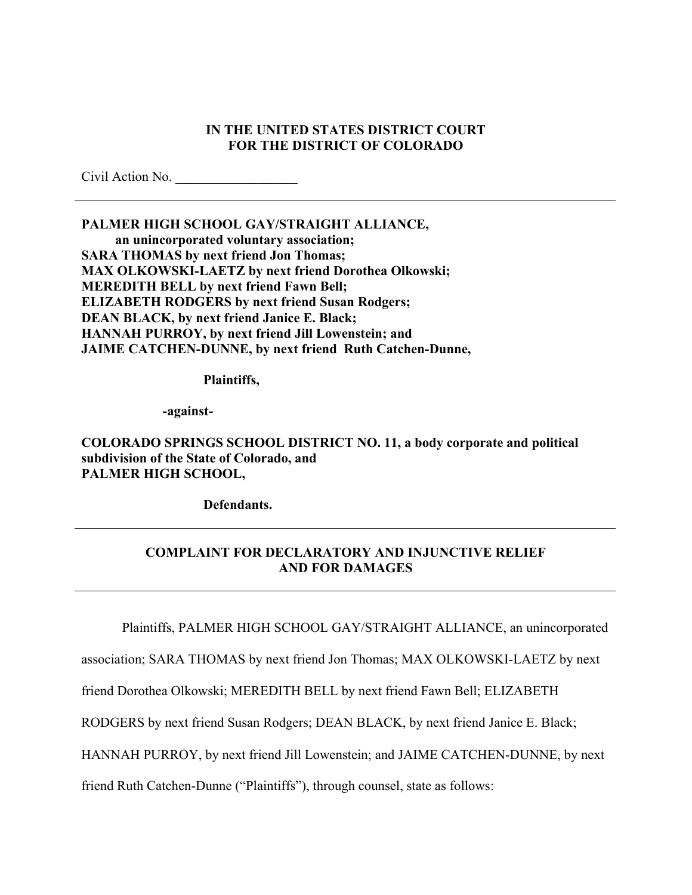**IN THE UNITED STATES DISTRICT COURT**
**FOR THE DISTRICT OF COLORADO**

Civil Action No. __________________

---

**PALMER HIGH SCHOOL GAY/STRAIGHT ALLIANCE,**
**an unincorporated voluntary association;**
**SARA THOMAS by next friend Jon Thomas;**
**MAX OLKOWSKI-LAETZ by next friend Dorothea Olkowski;**
**MEREDITH BELL by next friend Fawn Bell;**
**ELIZABETH RODGERS by next friend Susan Rodgers;**
**DEAN BLACK, by next friend Janice E. Black;**
**HANNAH PURROY, by next friend Jill Lowenstein; and**
**JAIME CATCHEN-DUNNE, by next friend Ruth Catchen-Dunne,**

**Plaintiffs,**

**-against-**

**COLORADO SPRINGS SCHOOL DISTRICT NO. 11, a body corporate and political subdivision of the State of Colorado, and**
**PALMER HIGH SCHOOL,**

**Defendants.**

---

**COMPLAINT FOR DECLARATORY AND INJUNCTIVE RELIEF AND FOR DAMAGES**

---

Plaintiffs, PALMER HIGH SCHOOL GAY/STRAIGHT ALLIANCE, an unincorporated association; SARA THOMAS by next friend Jon Thomas; MAX OLKOWSKI-LAETZ by next friend Dorothea Olkowski; MEREDITH BELL by next friend Fawn Bell; ELIZABETH RODGERS by next friend Susan Rodgers; DEAN BLACK, by next friend Janice E. Black; HANNAH PURROY, by next friend Jill Lowenstein; and JAIME CATCHEN-DUNNE, by next friend Ruth Catchen-Dunne ("Plaintiffs"), through counsel, state as follows: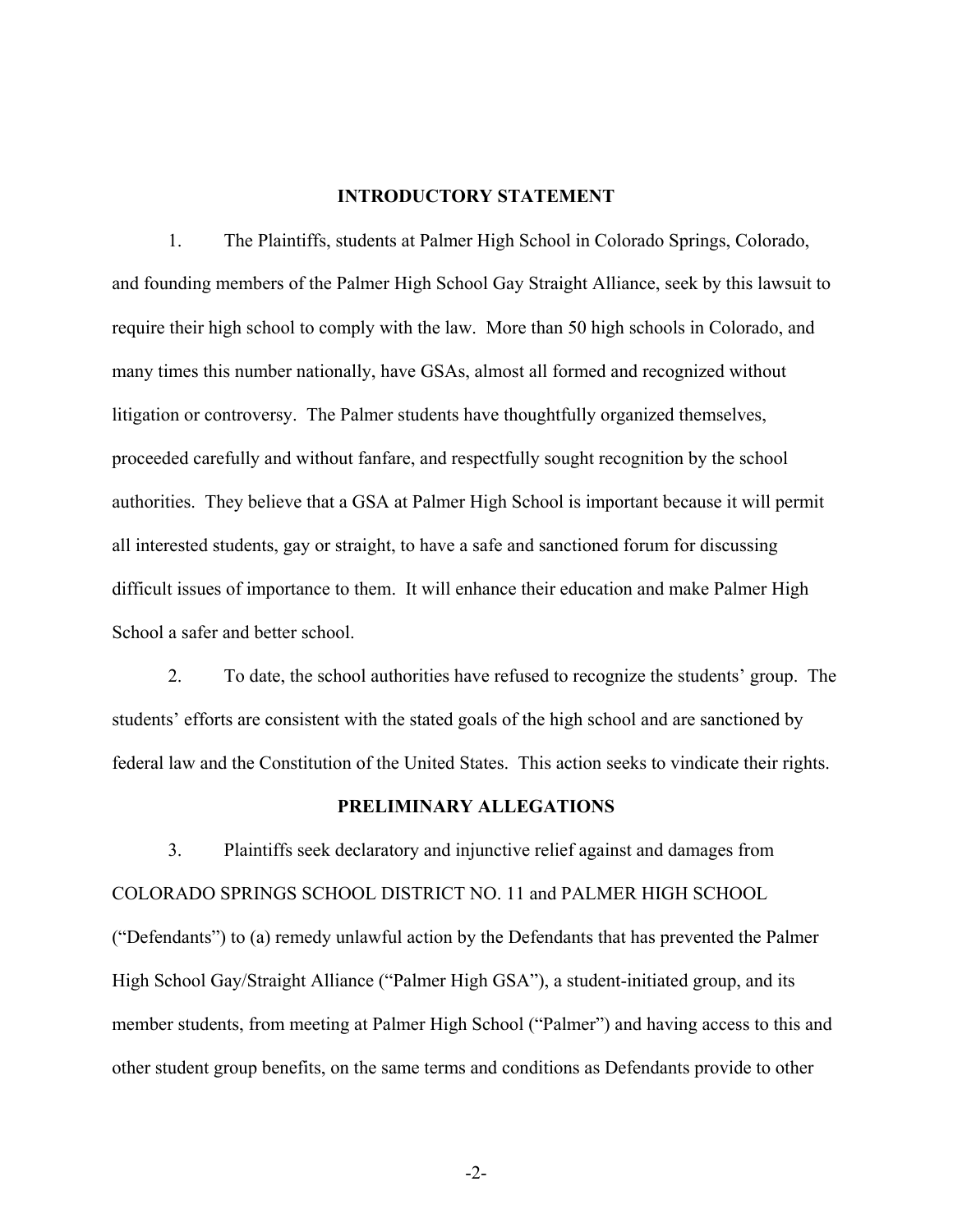## INTRODUCTORY STATEMENT

1. The Plaintiffs, students at Palmer High School in Colorado Springs, Colorado, and founding members of the Palmer High School Gay Straight Alliance, seek by this lawsuit to require their high school to comply with the law. More than 50 high schools in Colorado, and many times this number nationally, have GSAs, almost all formed and recognized without litigation or controversy. The Palmer students have thoughtfully organized themselves, proceeded carefully and without fanfare, and respectfully sought recognition by the school authorities. They believe that a GSA at Palmer High School is important because it will permit all interested students, gay or straight, to have a safe and sanctioned forum for discussing difficult issues of importance to them. It will enhance their education and make Palmer High School a safer and better school.

2. To date, the school authorities have refused to recognize the students' group. The students' efforts are consistent with the stated goals of the high school and are sanctioned by federal law and the Constitution of the United States. This action seeks to vindicate their rights.

## PRELIMINARY ALLEGATIONS

3. Plaintiffs seek declaratory and injunctive relief against and damages from COLORADO SPRINGS SCHOOL DISTRICT NO. 11 and PALMER HIGH SCHOOL ("Defendants") to (a) remedy unlawful action by the Defendants that has prevented the Palmer High School Gay/Straight Alliance ("Palmer High GSA"), a student-initiated group, and its member students, from meeting at Palmer High School ("Palmer") and having access to this and other student group benefits, on the same terms and conditions as Defendants provide to other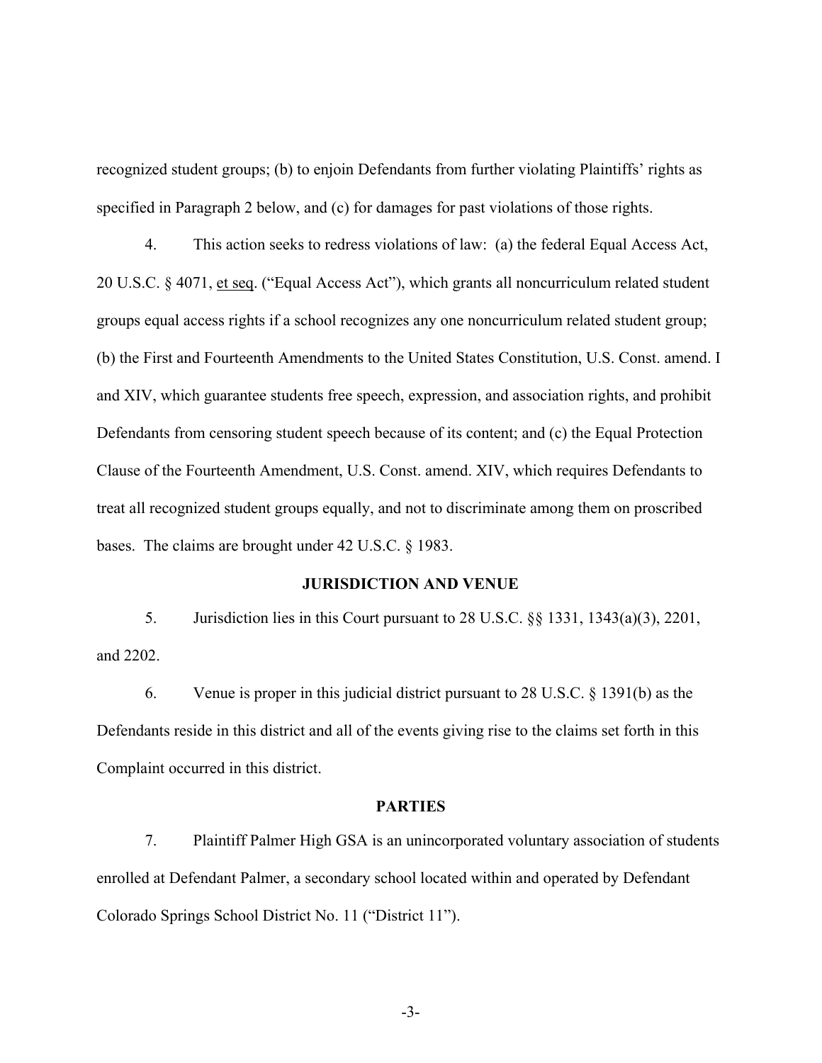recognized student groups; (b) to enjoin Defendants from further violating Plaintiffs' rights as specified in Paragraph 2 below, and (c) for damages for past violations of those rights.

4. This action seeks to redress violations of law: (a) the federal Equal Access Act, 20 U.S.C. § 4071, et seq. ("Equal Access Act"), which grants all noncurriculum related student groups equal access rights if a school recognizes any one noncurriculum related student group; (b) the First and Fourteenth Amendments to the United States Constitution, U.S. Const. amend. I and XIV, which guarantee students free speech, expression, and association rights, and prohibit Defendants from censoring student speech because of its content; and (c) the Equal Protection Clause of the Fourteenth Amendment, U.S. Const. amend. XIV, which requires Defendants to treat all recognized student groups equally, and not to discriminate among them on proscribed bases. The claims are brought under 42 U.S.C. § 1983.

## JURISDICTION AND VENUE

5. Jurisdiction lies in this Court pursuant to 28 U.S.C. §§ 1331, 1343(a)(3), 2201, and 2202.

6. Venue is proper in this judicial district pursuant to 28 U.S.C. § 1391(b) as the Defendants reside in this district and all of the events giving rise to the claims set forth in this Complaint occurred in this district.

## PARTIES

7. Plaintiff Palmer High GSA is an unincorporated voluntary association of students enrolled at Defendant Palmer, a secondary school located within and operated by Defendant Colorado Springs School District No. 11 ("District 11").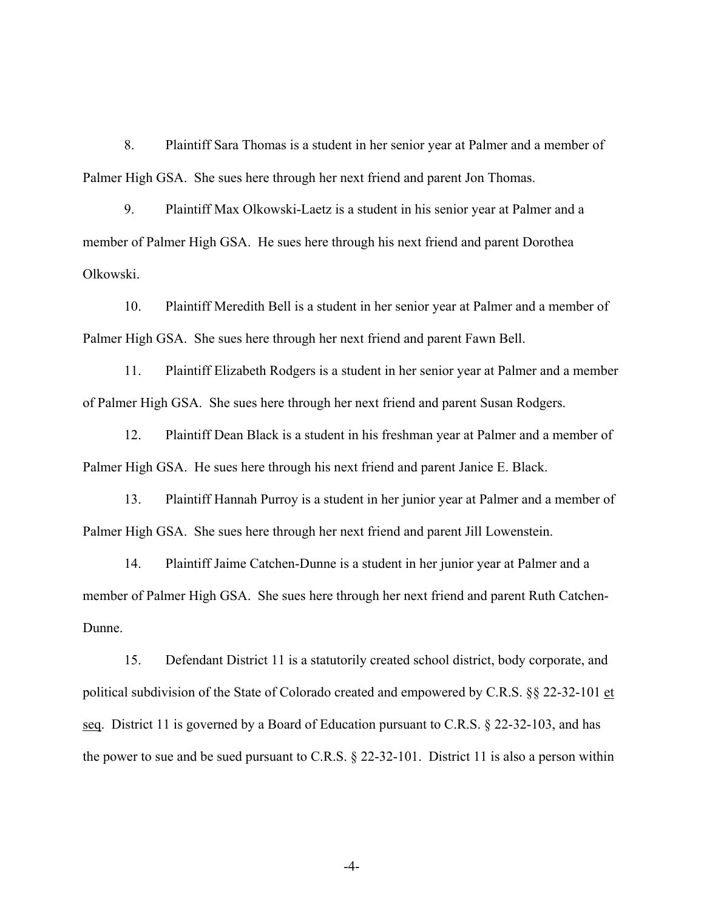8. Plaintiff Sara Thomas is a student in her senior year at Palmer and a member of Palmer High GSA. She sues here through her next friend and parent Jon Thomas.

9. Plaintiff Max Olkowski-Laetz is a student in his senior year at Palmer and a member of Palmer High GSA. He sues here through his next friend and parent Dorothea Olkowski.

10. Plaintiff Meredith Bell is a student in her senior year at Palmer and a member of Palmer High GSA. She sues here through her next friend and parent Fawn Bell.

11. Plaintiff Elizabeth Rodgers is a student in her senior year at Palmer and a member of Palmer High GSA. She sues here through her next friend and parent Susan Rodgers.

12. Plaintiff Dean Black is a student in his freshman year at Palmer and a member of Palmer High GSA. He sues here through his next friend and parent Janice E. Black.

13. Plaintiff Hannah Purroy is a student in her junior year at Palmer and a member of Palmer High GSA. She sues here through her next friend and parent Jill Lowenstein.

14. Plaintiff Jaime Catchen-Dunne is a student in her junior year at Palmer and a member of Palmer High GSA. She sues here through her next friend and parent Ruth Catchen-Dunne.

15. Defendant District 11 is a statutorily created school district, body corporate, and political subdivision of the State of Colorado created and empowered by C.R.S. §§ 22-32-101 et seq. District 11 is governed by a Board of Education pursuant to C.R.S. § 22-32-103, and has the power to sue and be sued pursuant to C.R.S. § 22-32-101. District 11 is also a person within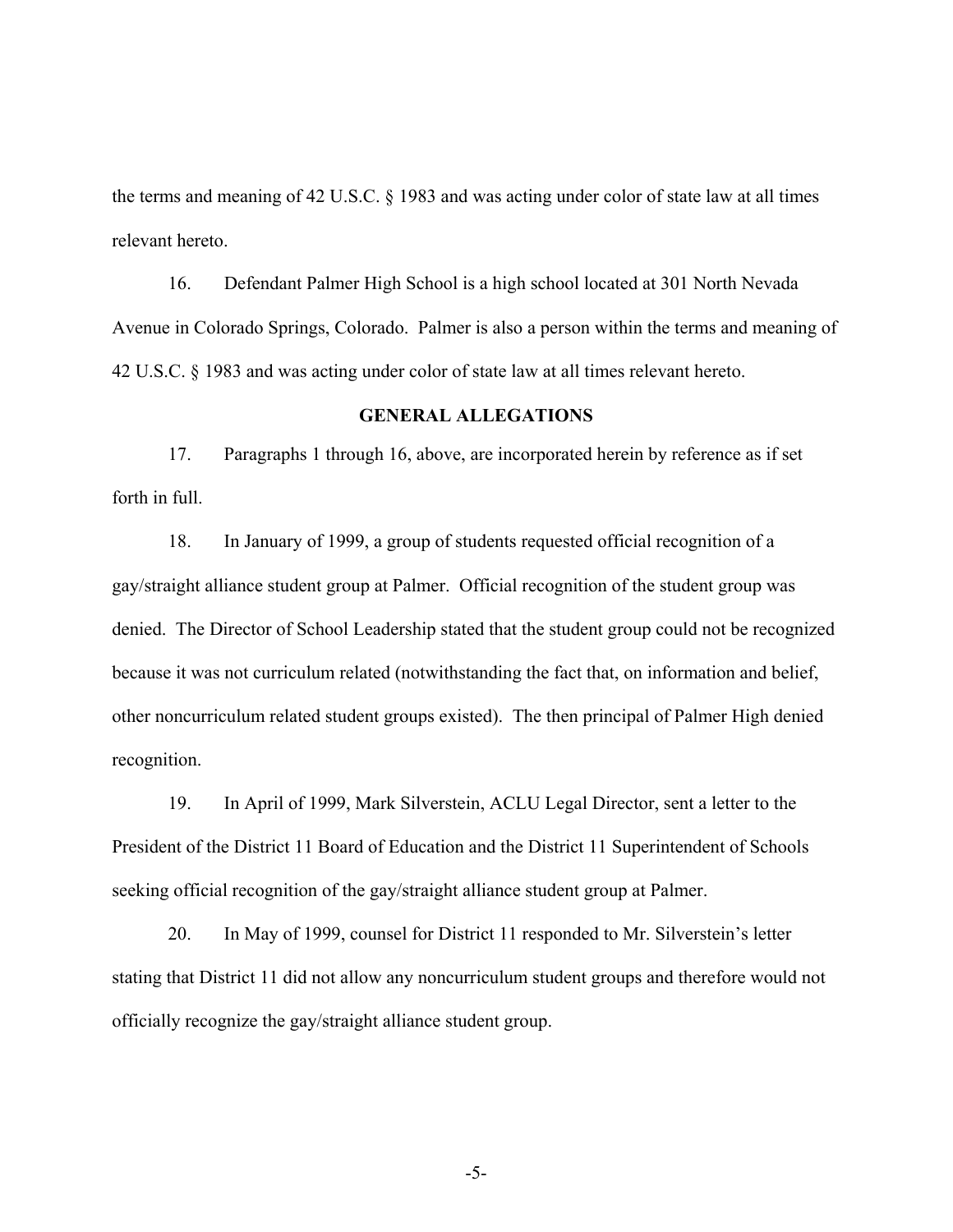the terms and meaning of 42 U.S.C. § 1983 and was acting under color of state law at all times relevant hereto.

16. Defendant Palmer High School is a high school located at 301 North Nevada Avenue in Colorado Springs, Colorado. Palmer is also a person within the terms and meaning of 42 U.S.C. § 1983 and was acting under color of state law at all times relevant hereto.

## GENERAL ALLEGATIONS

17. Paragraphs 1 through 16, above, are incorporated herein by reference as if set forth in full.

18. In January of 1999, a group of students requested official recognition of a gay/straight alliance student group at Palmer. Official recognition of the student group was denied. The Director of School Leadership stated that the student group could not be recognized because it was not curriculum related (notwithstanding the fact that, on information and belief, other noncurriculum related student groups existed). The then principal of Palmer High denied recognition.

19. In April of 1999, Mark Silverstein, ACLU Legal Director, sent a letter to the President of the District 11 Board of Education and the District 11 Superintendent of Schools seeking official recognition of the gay/straight alliance student group at Palmer.

20. In May of 1999, counsel for District 11 responded to Mr. Silverstein's letter stating that District 11 did not allow any noncurriculum student groups and therefore would not officially recognize the gay/straight alliance student group.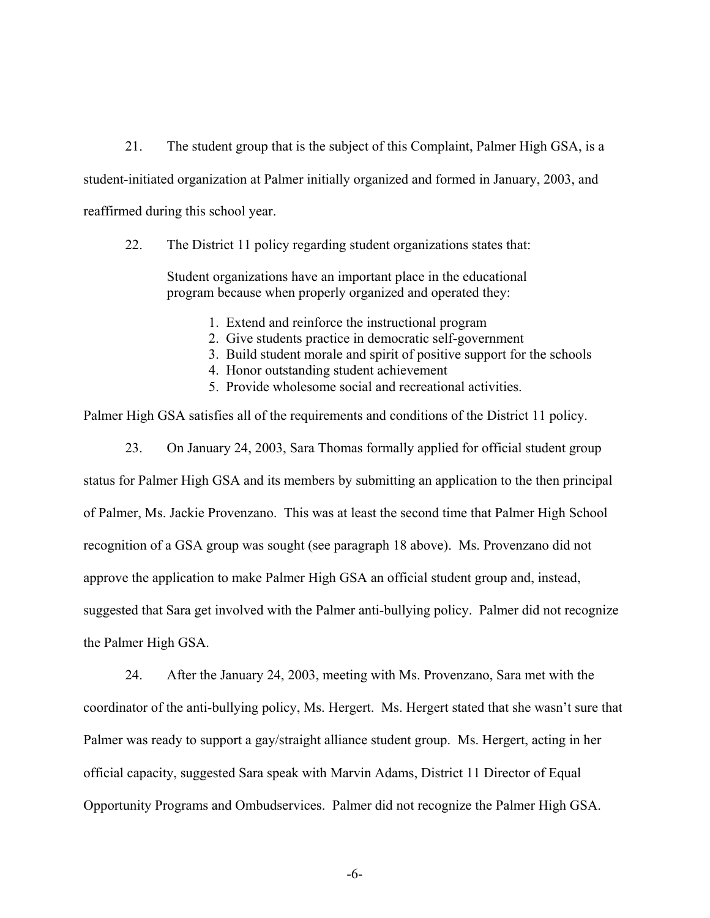21. The student group that is the subject of this Complaint, Palmer High GSA, is a student-initiated organization at Palmer initially organized and formed in January, 2003, and reaffirmed during this school year.

22. The District 11 policy regarding student organizations states that:

> Student organizations have an important place in the educational program because when properly organized and operated they:
>
> 1. Extend and reinforce the instructional program
> 2. Give students practice in democratic self-government
> 3. Build student morale and spirit of positive support for the schools
> 4. Honor outstanding student achievement
> 5. Provide wholesome social and recreational activities.

Palmer High GSA satisfies all of the requirements and conditions of the District 11 policy.

23. On January 24, 2003, Sara Thomas formally applied for official student group status for Palmer High GSA and its members by submitting an application to the then principal of Palmer, Ms. Jackie Provenzano. This was at least the second time that Palmer High School recognition of a GSA group was sought (see paragraph 18 above). Ms. Provenzano did not approve the application to make Palmer High GSA an official student group and, instead, suggested that Sara get involved with the Palmer anti-bullying policy. Palmer did not recognize the Palmer High GSA.

24. After the January 24, 2003, meeting with Ms. Provenzano, Sara met with the coordinator of the anti-bullying policy, Ms. Hergert. Ms. Hergert stated that she wasn't sure that Palmer was ready to support a gay/straight alliance student group. Ms. Hergert, acting in her official capacity, suggested Sara speak with Marvin Adams, District 11 Director of Equal Opportunity Programs and Ombudservices. Palmer did not recognize the Palmer High GSA.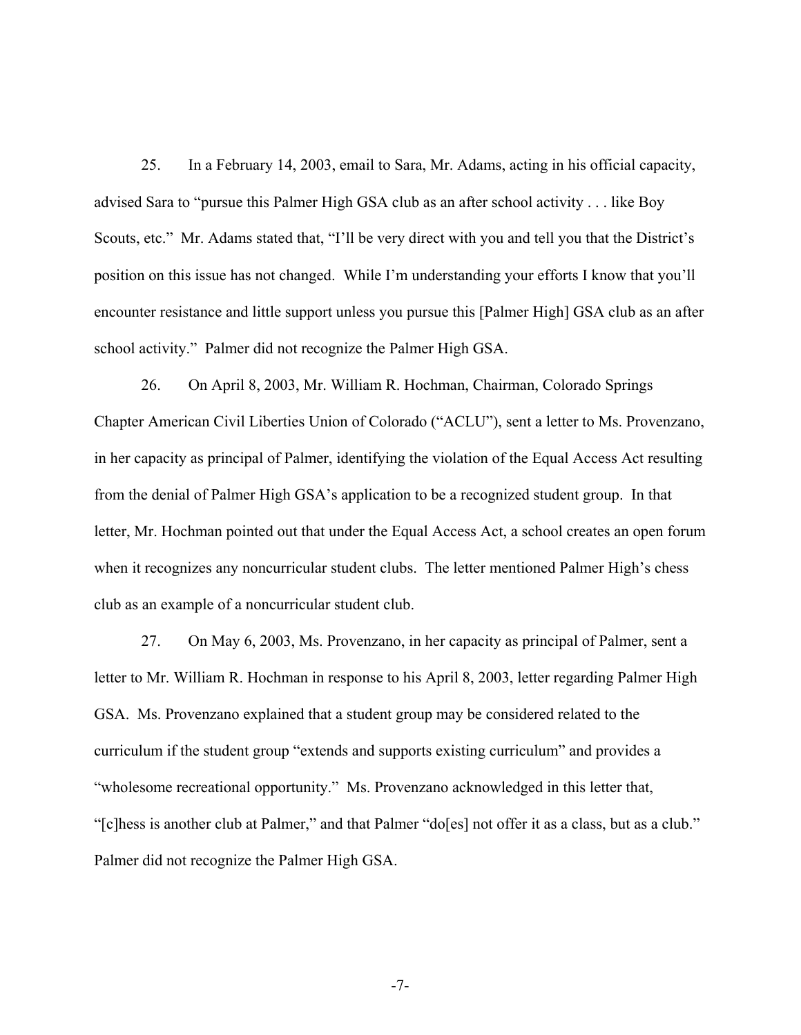25. In a February 14, 2003, email to Sara, Mr. Adams, acting in his official capacity, advised Sara to "pursue this Palmer High GSA club as an after school activity . . . like Boy Scouts, etc." Mr. Adams stated that, "I'll be very direct with you and tell you that the District's position on this issue has not changed. While I'm understanding your efforts I know that you'll encounter resistance and little support unless you pursue this [Palmer High] GSA club as an after school activity." Palmer did not recognize the Palmer High GSA.

26. On April 8, 2003, Mr. William R. Hochman, Chairman, Colorado Springs Chapter American Civil Liberties Union of Colorado ("ACLU"), sent a letter to Ms. Provenzano, in her capacity as principal of Palmer, identifying the violation of the Equal Access Act resulting from the denial of Palmer High GSA's application to be a recognized student group. In that letter, Mr. Hochman pointed out that under the Equal Access Act, a school creates an open forum when it recognizes any noncurricular student clubs. The letter mentioned Palmer High's chess club as an example of a noncurricular student club.

27. On May 6, 2003, Ms. Provenzano, in her capacity as principal of Palmer, sent a letter to Mr. William R. Hochman in response to his April 8, 2003, letter regarding Palmer High GSA. Ms. Provenzano explained that a student group may be considered related to the curriculum if the student group "extends and supports existing curriculum" and provides a "wholesome recreational opportunity." Ms. Provenzano acknowledged in this letter that, "[c]hess is another club at Palmer," and that Palmer "do[es] not offer it as a class, but as a club." Palmer did not recognize the Palmer High GSA.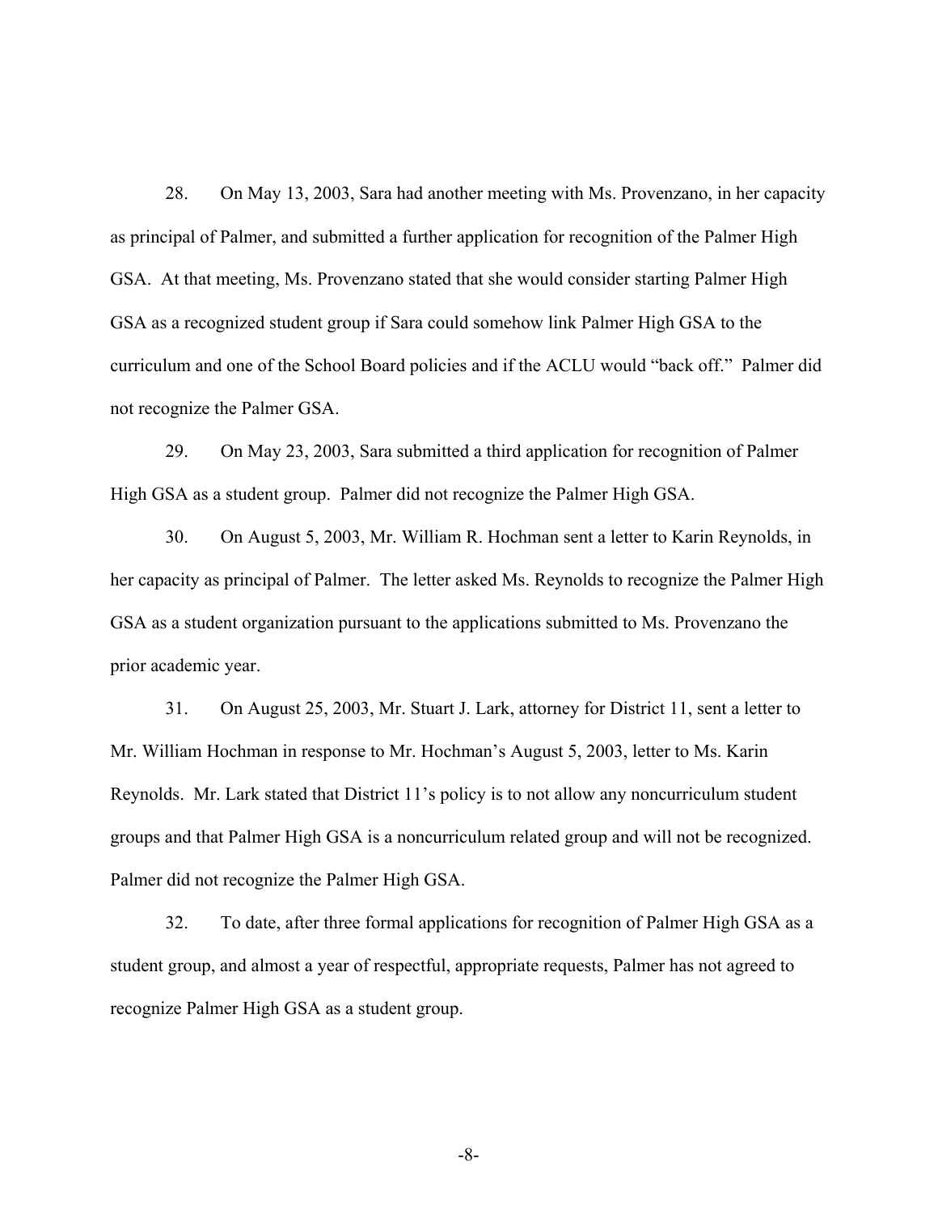28. On May 13, 2003, Sara had another meeting with Ms. Provenzano, in her capacity as principal of Palmer, and submitted a further application for recognition of the Palmer High GSA. At that meeting, Ms. Provenzano stated that she would consider starting Palmer High GSA as a recognized student group if Sara could somehow link Palmer High GSA to the curriculum and one of the School Board policies and if the ACLU would "back off." Palmer did not recognize the Palmer GSA.

29. On May 23, 2003, Sara submitted a third application for recognition of Palmer High GSA as a student group. Palmer did not recognize the Palmer High GSA.

30. On August 5, 2003, Mr. William R. Hochman sent a letter to Karin Reynolds, in her capacity as principal of Palmer. The letter asked Ms. Reynolds to recognize the Palmer High GSA as a student organization pursuant to the applications submitted to Ms. Provenzano the prior academic year.

31. On August 25, 2003, Mr. Stuart J. Lark, attorney for District 11, sent a letter to Mr. William Hochman in response to Mr. Hochman's August 5, 2003, letter to Ms. Karin Reynolds. Mr. Lark stated that District 11's policy is to not allow any noncurriculum student groups and that Palmer High GSA is a noncurriculum related group and will not be recognized. Palmer did not recognize the Palmer High GSA.

32. To date, after three formal applications for recognition of Palmer High GSA as a student group, and almost a year of respectful, appropriate requests, Palmer has not agreed to recognize Palmer High GSA as a student group.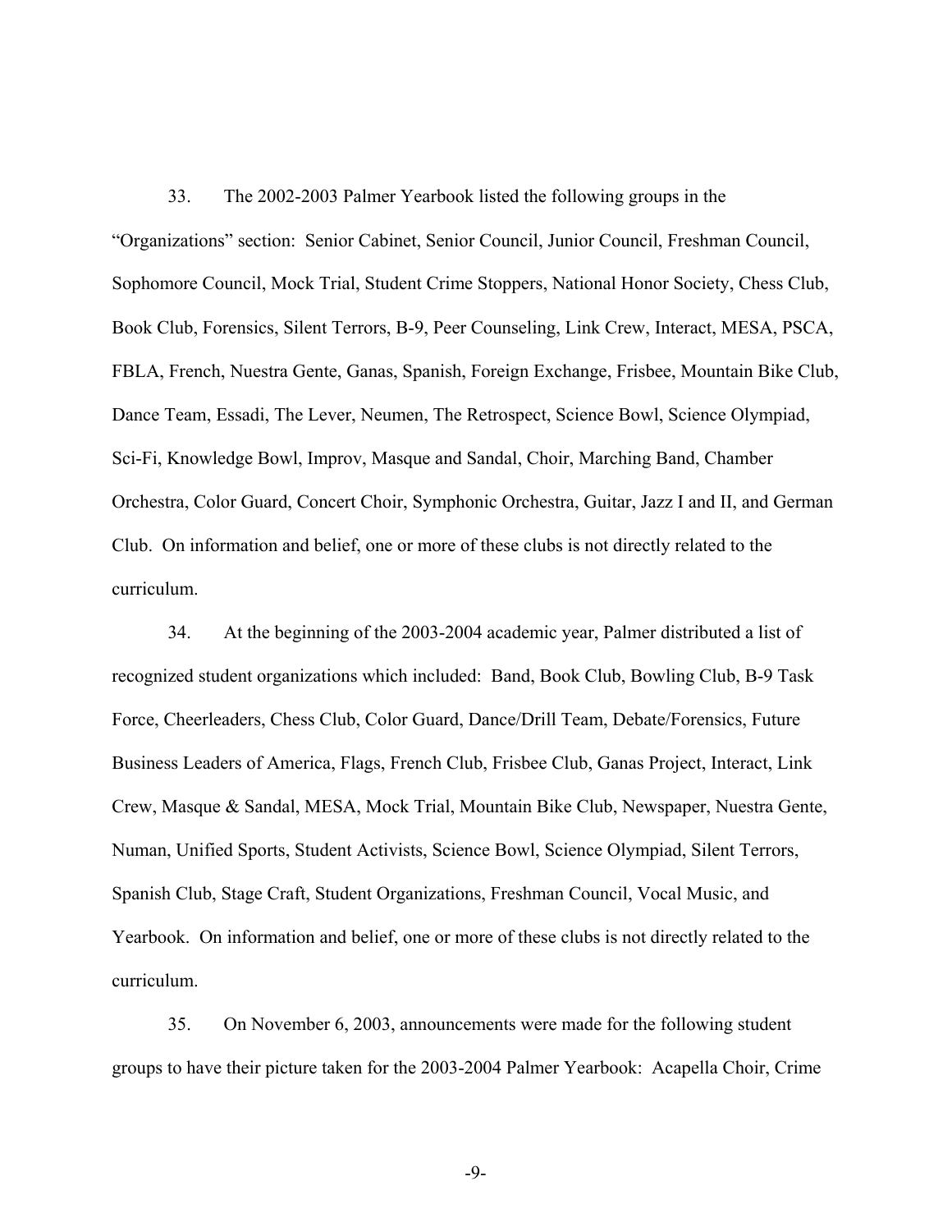33. The 2002-2003 Palmer Yearbook listed the following groups in the "Organizations" section: Senior Cabinet, Senior Council, Junior Council, Freshman Council, Sophomore Council, Mock Trial, Student Crime Stoppers, National Honor Society, Chess Club, Book Club, Forensics, Silent Terrors, B-9, Peer Counseling, Link Crew, Interact, MESA, PSCA, FBLA, French, Nuestra Gente, Ganas, Spanish, Foreign Exchange, Frisbee, Mountain Bike Club, Dance Team, Essadi, The Lever, Neumen, The Retrospect, Science Bowl, Science Olympiad, Sci-Fi, Knowledge Bowl, Improv, Masque and Sandal, Choir, Marching Band, Chamber Orchestra, Color Guard, Concert Choir, Symphonic Orchestra, Guitar, Jazz I and II, and German Club. On information and belief, one or more of these clubs is not directly related to the curriculum.

34. At the beginning of the 2003-2004 academic year, Palmer distributed a list of recognized student organizations which included: Band, Book Club, Bowling Club, B-9 Task Force, Cheerleaders, Chess Club, Color Guard, Dance/Drill Team, Debate/Forensics, Future Business Leaders of America, Flags, French Club, Frisbee Club, Ganas Project, Interact, Link Crew, Masque & Sandal, MESA, Mock Trial, Mountain Bike Club, Newspaper, Nuestra Gente, Numan, Unified Sports, Student Activists, Science Bowl, Science Olympiad, Silent Terrors, Spanish Club, Stage Craft, Student Organizations, Freshman Council, Vocal Music, and Yearbook. On information and belief, one or more of these clubs is not directly related to the curriculum.

35. On November 6, 2003, announcements were made for the following student groups to have their picture taken for the 2003-2004 Palmer Yearbook: Acapella Choir, Crime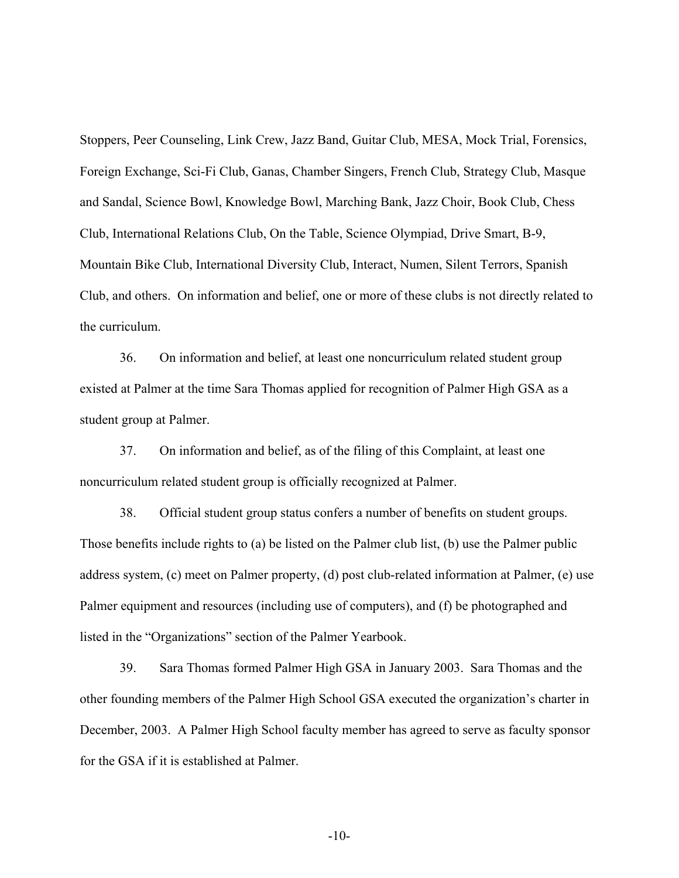Stoppers, Peer Counseling, Link Crew, Jazz Band, Guitar Club, MESA, Mock Trial, Forensics, Foreign Exchange, Sci-Fi Club, Ganas, Chamber Singers, French Club, Strategy Club, Masque and Sandal, Science Bowl, Knowledge Bowl, Marching Bank, Jazz Choir, Book Club, Chess Club, International Relations Club, On the Table, Science Olympiad, Drive Smart, B-9, Mountain Bike Club, International Diversity Club, Interact, Numen, Silent Terrors, Spanish Club, and others. On information and belief, one or more of these clubs is not directly related to the curriculum.

36. On information and belief, at least one noncurriculum related student group existed at Palmer at the time Sara Thomas applied for recognition of Palmer High GSA as a student group at Palmer.

37. On information and belief, as of the filing of this Complaint, at least one noncurriculum related student group is officially recognized at Palmer.

38. Official student group status confers a number of benefits on student groups. Those benefits include rights to (a) be listed on the Palmer club list, (b) use the Palmer public address system, (c) meet on Palmer property, (d) post club-related information at Palmer, (e) use Palmer equipment and resources (including use of computers), and (f) be photographed and listed in the "Organizations" section of the Palmer Yearbook.

39. Sara Thomas formed Palmer High GSA in January 2003. Sara Thomas and the other founding members of the Palmer High School GSA executed the organization's charter in December, 2003. A Palmer High School faculty member has agreed to serve as faculty sponsor for the GSA if it is established at Palmer.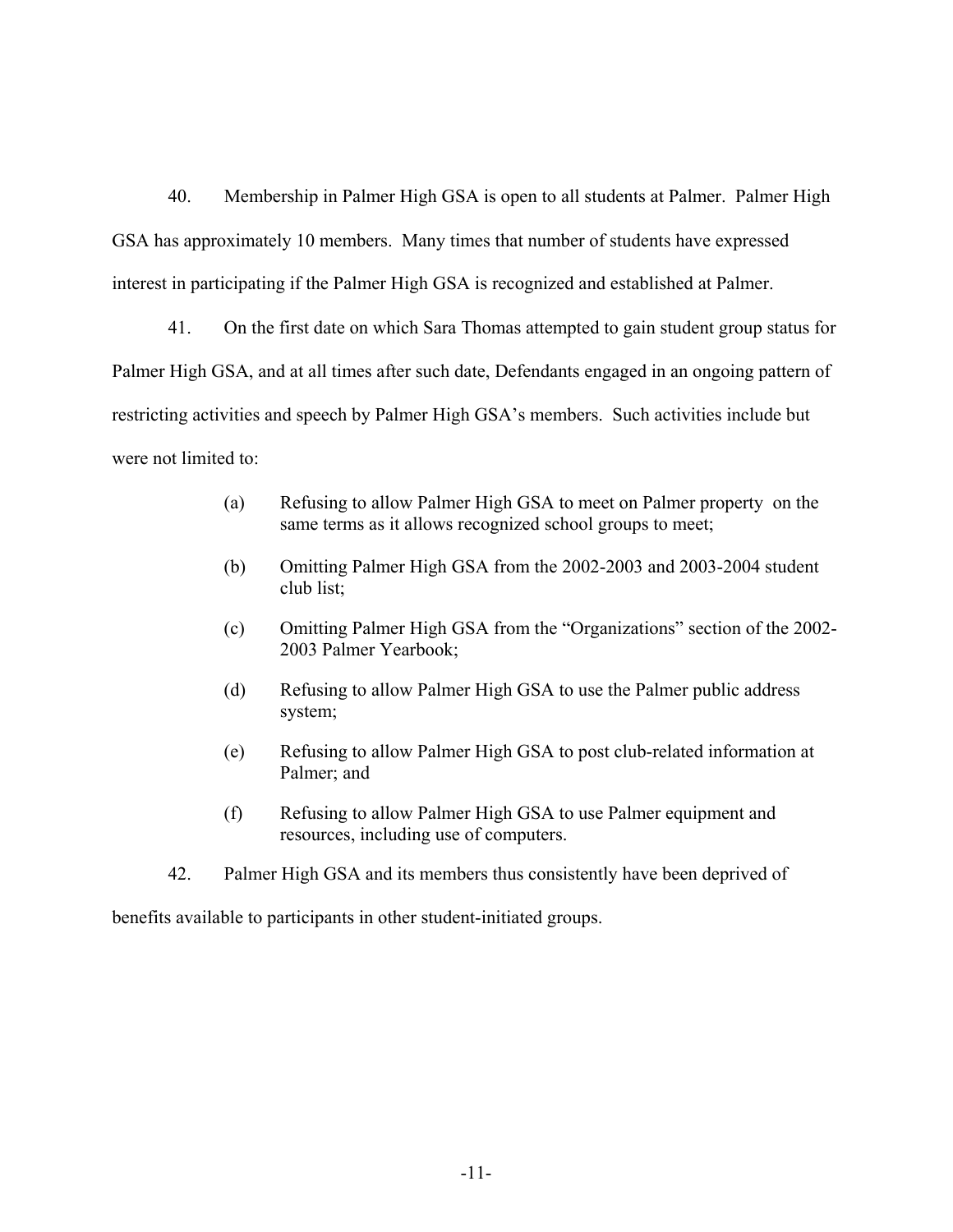40. Membership in Palmer High GSA is open to all students at Palmer. Palmer High GSA has approximately 10 members. Many times that number of students have expressed interest in participating if the Palmer High GSA is recognized and established at Palmer.

41. On the first date on which Sara Thomas attempted to gain student group status for Palmer High GSA, and at all times after such date, Defendants engaged in an ongoing pattern of restricting activities and speech by Palmer High GSA's members. Such activities include but were not limited to:

> (a) Refusing to allow Palmer High GSA to meet on Palmer property on the same terms as it allows recognized school groups to meet;
>
> (b) Omitting Palmer High GSA from the 2002-2003 and 2003-2004 student club list;
>
> (c) Omitting Palmer High GSA from the "Organizations" section of the 2002-2003 Palmer Yearbook;
>
> (d) Refusing to allow Palmer High GSA to use the Palmer public address system;
>
> (e) Refusing to allow Palmer High GSA to post club-related information at Palmer; and
>
> (f) Refusing to allow Palmer High GSA to use Palmer equipment and resources, including use of computers.

42. Palmer High GSA and its members thus consistently have been deprived of benefits available to participants in other student-initiated groups.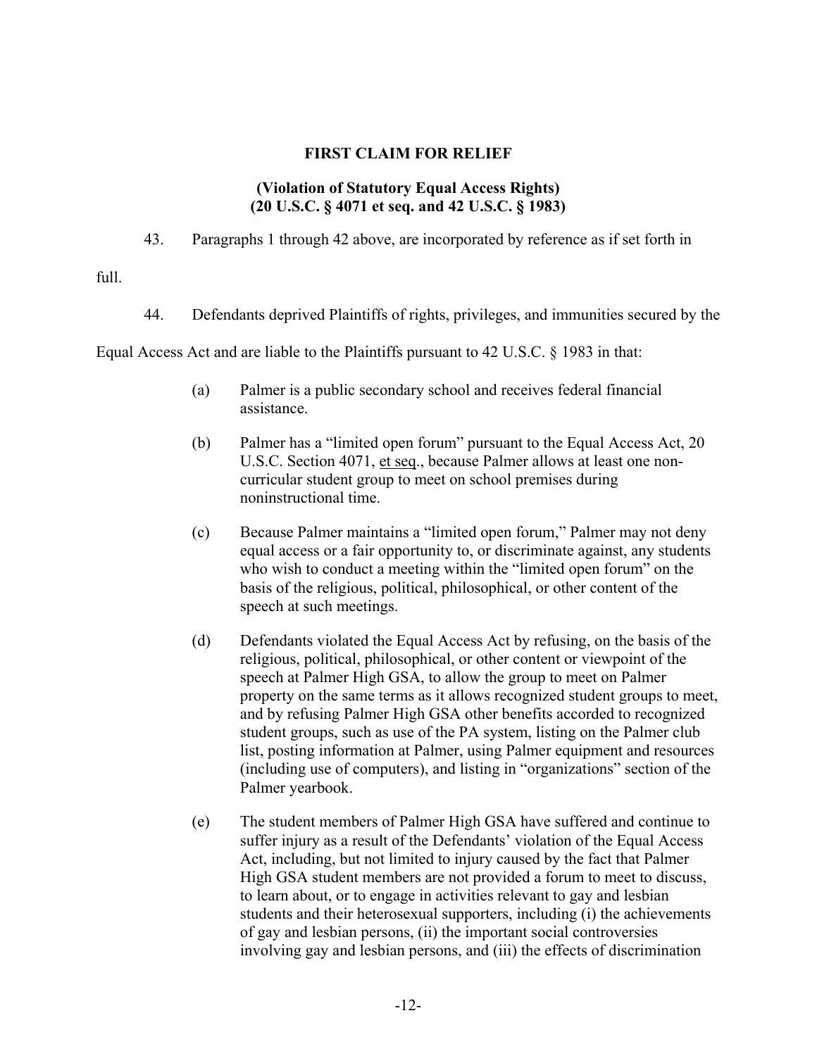**FIRST CLAIM FOR RELIEF**

**(Violation of Statutory Equal Access Rights)**
**(20 U.S.C. § 4071 et seq. and 42 U.S.C. § 1983)**

43. Paragraphs 1 through 42 above, are incorporated by reference as if set forth in full.

44. Defendants deprived Plaintiffs of rights, privileges, and immunities secured by the Equal Access Act and are liable to the Plaintiffs pursuant to 42 U.S.C. § 1983 in that:

(a) Palmer is a public secondary school and receives federal financial assistance.

(b) Palmer has a "limited open forum" pursuant to the Equal Access Act, 20 U.S.C. Section 4071, et seq., because Palmer allows at least one non-curricular student group to meet on school premises during noninstructional time.

(c) Because Palmer maintains a "limited open forum," Palmer may not deny equal access or a fair opportunity to, or discriminate against, any students who wish to conduct a meeting within the "limited open forum" on the basis of the religious, political, philosophical, or other content of the speech at such meetings.

(d) Defendants violated the Equal Access Act by refusing, on the basis of the religious, political, philosophical, or other content or viewpoint of the speech at Palmer High GSA, to allow the group to meet on Palmer property on the same terms as it allows recognized student groups to meet, and by refusing Palmer High GSA other benefits accorded to recognized student groups, such as use of the PA system, listing on the Palmer club list, posting information at Palmer, using Palmer equipment and resources (including use of computers), and listing in "organizations" section of the Palmer yearbook.

(e) The student members of Palmer High GSA have suffered and continue to suffer injury as a result of the Defendants' violation of the Equal Access Act, including, but not limited to injury caused by the fact that Palmer High GSA student members are not provided a forum to meet to discuss, to learn about, or to engage in activities relevant to gay and lesbian students and their heterosexual supporters, including (i) the achievements of gay and lesbian persons, (ii) the important social controversies involving gay and lesbian persons, and (iii) the effects of discrimination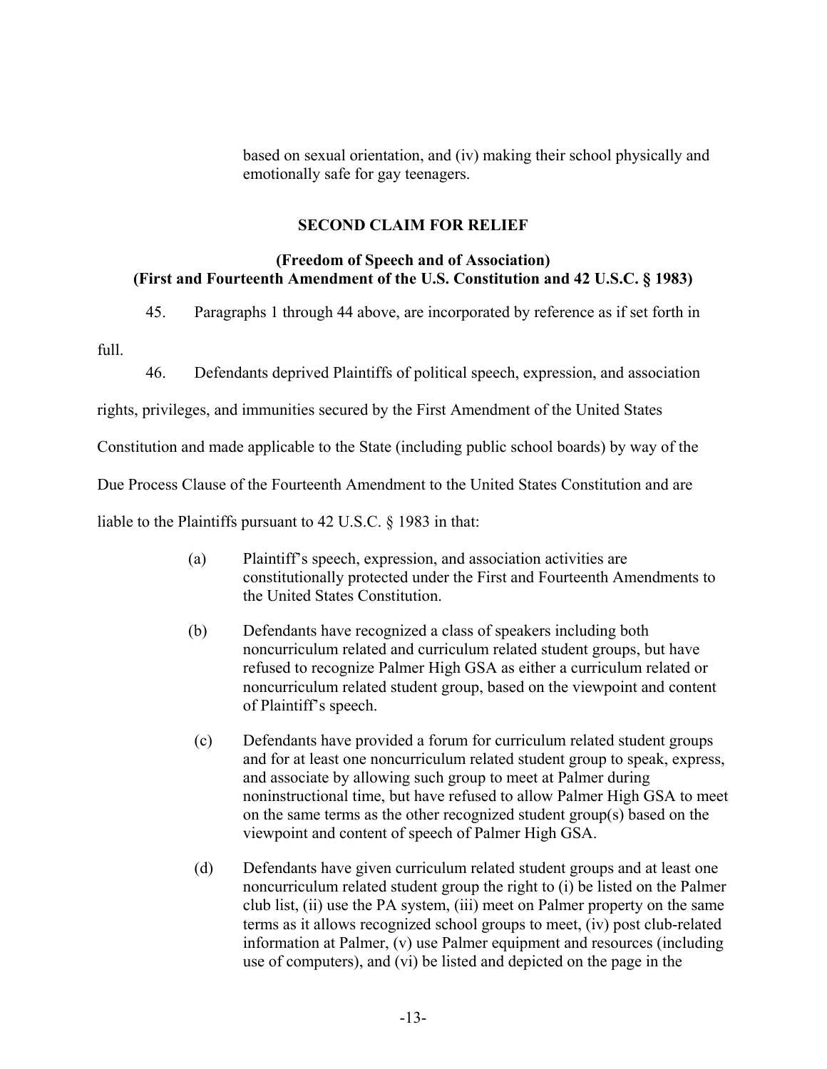based on sexual orientation, and (iv) making their school physically and emotionally safe for gay teenagers.

## SECOND CLAIM FOR RELIEF

### (Freedom of Speech and of Association)
### (First and Fourteenth Amendment of the U.S. Constitution and 42 U.S.C. § 1983)

45. Paragraphs 1 through 44 above, are incorporated by reference as if set forth in full.

46. Defendants deprived Plaintiffs of political speech, expression, and association rights, privileges, and immunities secured by the First Amendment of the United States Constitution and made applicable to the State (including public school boards) by way of the Due Process Clause of the Fourteenth Amendment to the United States Constitution and are liable to the Plaintiffs pursuant to 42 U.S.C. § 1983 in that:

(a) Plaintiff's speech, expression, and association activities are constitutionally protected under the First and Fourteenth Amendments to the United States Constitution.

(b) Defendants have recognized a class of speakers including both noncurriculum related and curriculum related student groups, but have refused to recognize Palmer High GSA as either a curriculum related or noncurriculum related student group, based on the viewpoint and content of Plaintiff's speech.

(c) Defendants have provided a forum for curriculum related student groups and for at least one noncurriculum related student group to speak, express, and associate by allowing such group to meet at Palmer during noninstructional time, but have refused to allow Palmer High GSA to meet on the same terms as the other recognized student group(s) based on the viewpoint and content of speech of Palmer High GSA.

(d) Defendants have given curriculum related student groups and at least one noncurriculum related student group the right to (i) be listed on the Palmer club list, (ii) use the PA system, (iii) meet on Palmer property on the same terms as it allows recognized school groups to meet, (iv) post club-related information at Palmer, (v) use Palmer equipment and resources (including use of computers), and (vi) be listed and depicted on the page in the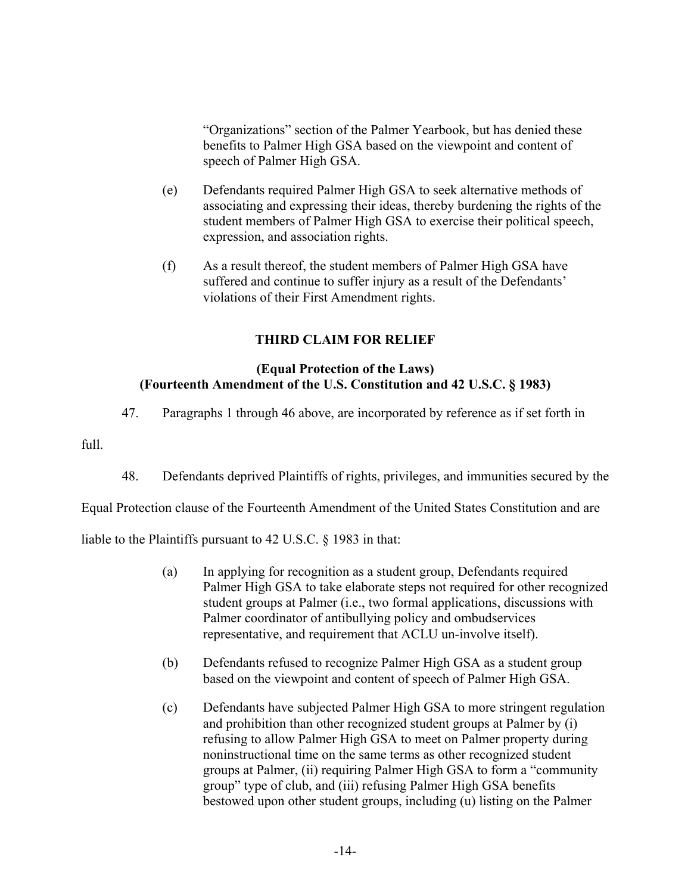"Organizations" section of the Palmer Yearbook, but has denied these benefits to Palmer High GSA based on the viewpoint and content of speech of Palmer High GSA.

(e) Defendants required Palmer High GSA to seek alternative methods of associating and expressing their ideas, thereby burdening the rights of the student members of Palmer High GSA to exercise their political speech, expression, and association rights.

(f) As a result thereof, the student members of Palmer High GSA have suffered and continue to suffer injury as a result of the Defendants' violations of their First Amendment rights.

## THIRD CLAIM FOR RELIEF

### (Equal Protection of the Laws)
### (Fourteenth Amendment of the U.S. Constitution and 42 U.S.C. § 1983)

47. Paragraphs 1 through 46 above, are incorporated by reference as if set forth in full.

48. Defendants deprived Plaintiffs of rights, privileges, and immunities secured by the Equal Protection clause of the Fourteenth Amendment of the United States Constitution and are liable to the Plaintiffs pursuant to 42 U.S.C. § 1983 in that:

(a) In applying for recognition as a student group, Defendants required Palmer High GSA to take elaborate steps not required for other recognized student groups at Palmer (i.e., two formal applications, discussions with Palmer coordinator of antibullying policy and ombudservices representative, and requirement that ACLU un-involve itself).

(b) Defendants refused to recognize Palmer High GSA as a student group based on the viewpoint and content of speech of Palmer High GSA.

(c) Defendants have subjected Palmer High GSA to more stringent regulation and prohibition than other recognized student groups at Palmer by (i) refusing to allow Palmer High GSA to meet on Palmer property during noninstructional time on the same terms as other recognized student groups at Palmer, (ii) requiring Palmer High GSA to form a "community group" type of club, and (iii) refusing Palmer High GSA benefits bestowed upon other student groups, including (u) listing on the Palmer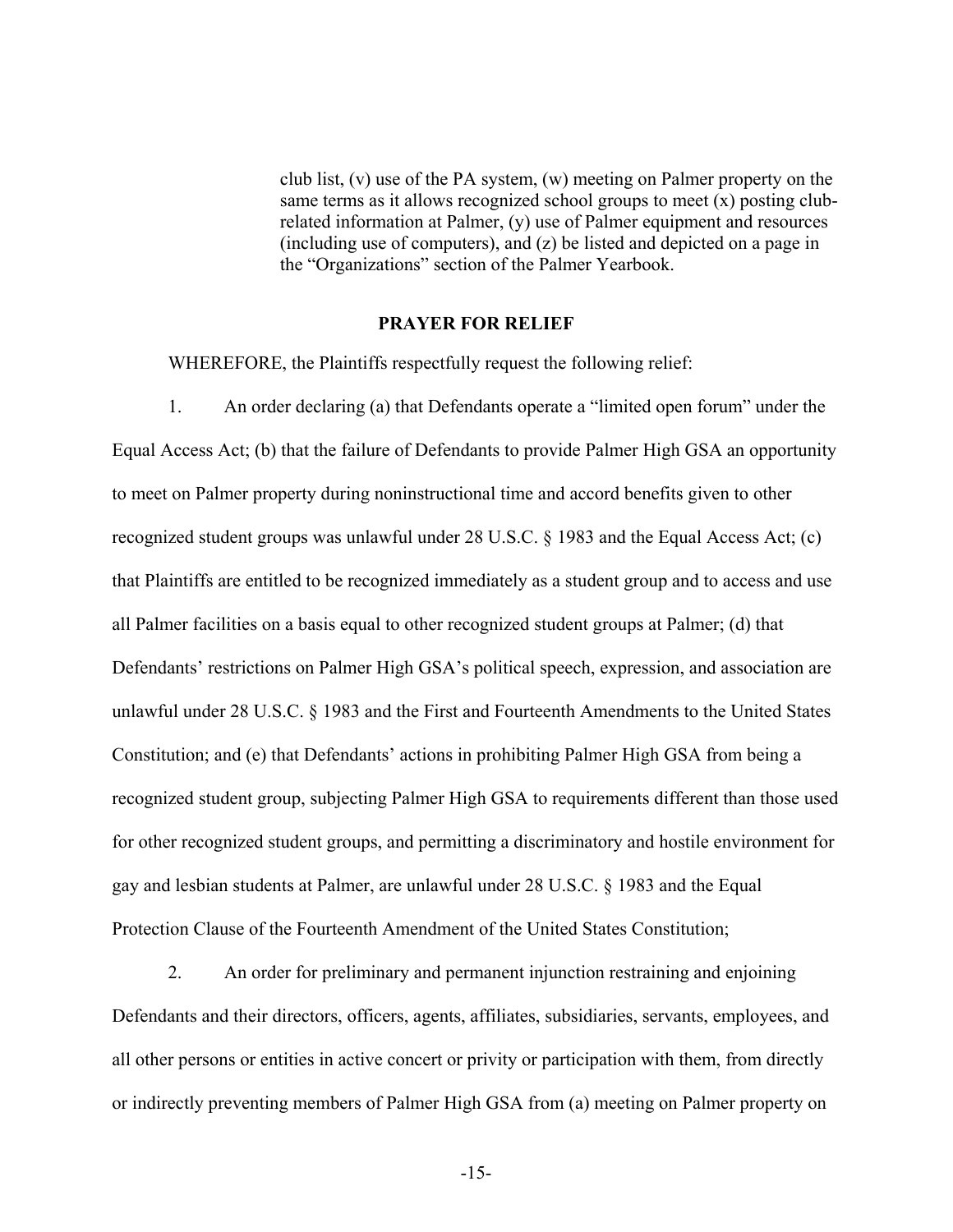club list, (v) use of the PA system, (w) meeting on Palmer property on the same terms as it allows recognized school groups to meet (x) posting club-related information at Palmer, (y) use of Palmer equipment and resources (including use of computers), and (z) be listed and depicted on a page in the "Organizations" section of the Palmer Yearbook.

## PRAYER FOR RELIEF

WHEREFORE, the Plaintiffs respectfully request the following relief:

1. An order declaring (a) that Defendants operate a "limited open forum" under the Equal Access Act; (b) that the failure of Defendants to provide Palmer High GSA an opportunity to meet on Palmer property during noninstructional time and accord benefits given to other recognized student groups was unlawful under 28 U.S.C. § 1983 and the Equal Access Act; (c) that Plaintiffs are entitled to be recognized immediately as a student group and to access and use all Palmer facilities on a basis equal to other recognized student groups at Palmer; (d) that Defendants' restrictions on Palmer High GSA's political speech, expression, and association are unlawful under 28 U.S.C. § 1983 and the First and Fourteenth Amendments to the United States Constitution; and (e) that Defendants' actions in prohibiting Palmer High GSA from being a recognized student group, subjecting Palmer High GSA to requirements different than those used for other recognized student groups, and permitting a discriminatory and hostile environment for gay and lesbian students at Palmer, are unlawful under 28 U.S.C. § 1983 and the Equal Protection Clause of the Fourteenth Amendment of the United States Constitution;

2. An order for preliminary and permanent injunction restraining and enjoining Defendants and their directors, officers, agents, affiliates, subsidiaries, servants, employees, and all other persons or entities in active concert or privity or participation with them, from directly or indirectly preventing members of Palmer High GSA from (a) meeting on Palmer property on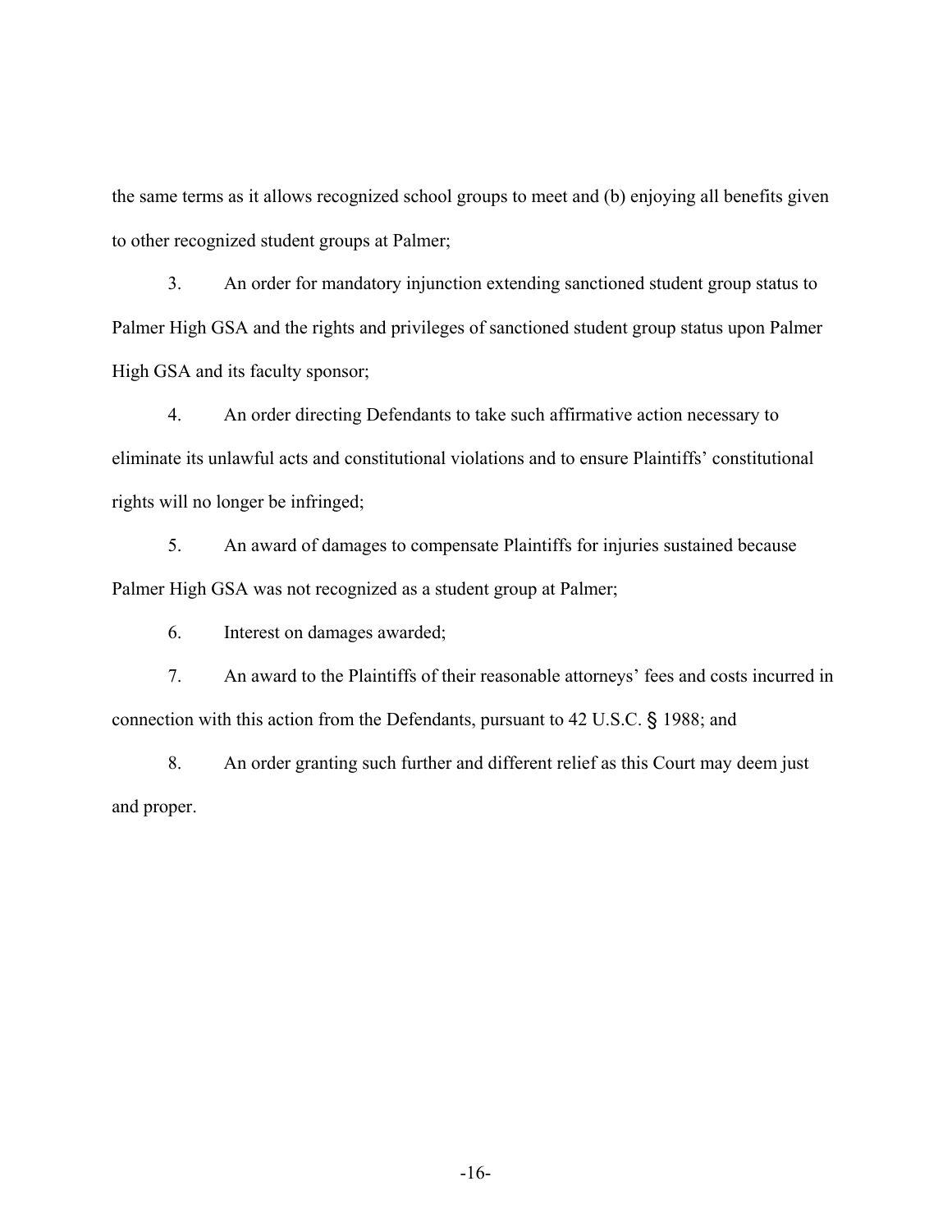the same terms as it allows recognized school groups to meet and (b) enjoying all benefits given to other recognized student groups at Palmer;

3. An order for mandatory injunction extending sanctioned student group status to Palmer High GSA and the rights and privileges of sanctioned student group status upon Palmer High GSA and its faculty sponsor;

4. An order directing Defendants to take such affirmative action necessary to eliminate its unlawful acts and constitutional violations and to ensure Plaintiffs' constitutional rights will no longer be infringed;

5. An award of damages to compensate Plaintiffs for injuries sustained because Palmer High GSA was not recognized as a student group at Palmer;

6. Interest on damages awarded;

7. An award to the Plaintiffs of their reasonable attorneys' fees and costs incurred in connection with this action from the Defendants, pursuant to 42 U.S.C. § 1988; and

8. An order granting such further and different relief as this Court may deem just and proper.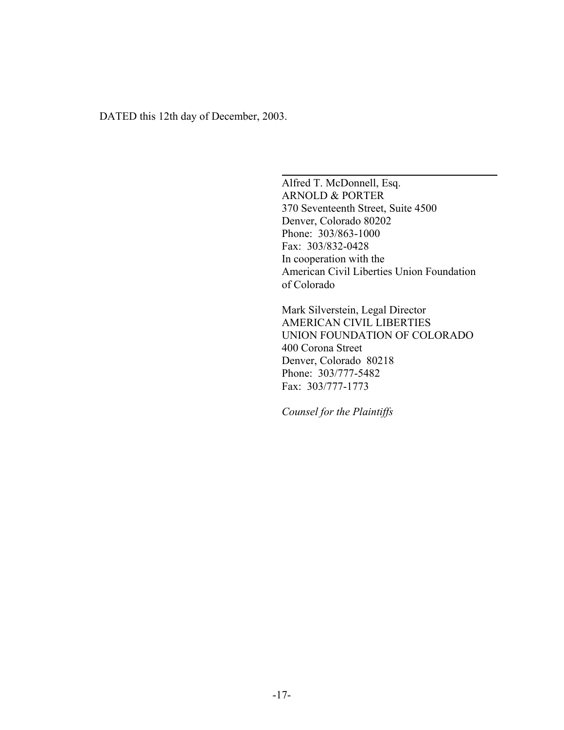DATED this 12th day of December, 2003.

\_\_\_\_\_\_\_\_\_\_\_\_\_\_\_\_\_\_\_\_\_\_\_\_\_\_\_\_\_\_\_\_\_\_\_\_

Alfred T. McDonnell, Esq.
ARNOLD & PORTER
370 Seventeenth Street, Suite 4500
Denver, Colorado 80202
Phone: 303/863-1000
Fax: 303/832-0428
In cooperation with the
American Civil Liberties Union Foundation
of Colorado

Mark Silverstein, Legal Director
AMERICAN CIVIL LIBERTIES
UNION FOUNDATION OF COLORADO
400 Corona Street
Denver, Colorado 80218
Phone: 303/777-5482
Fax: 303/777-1773

*Counsel for the Plaintiffs*